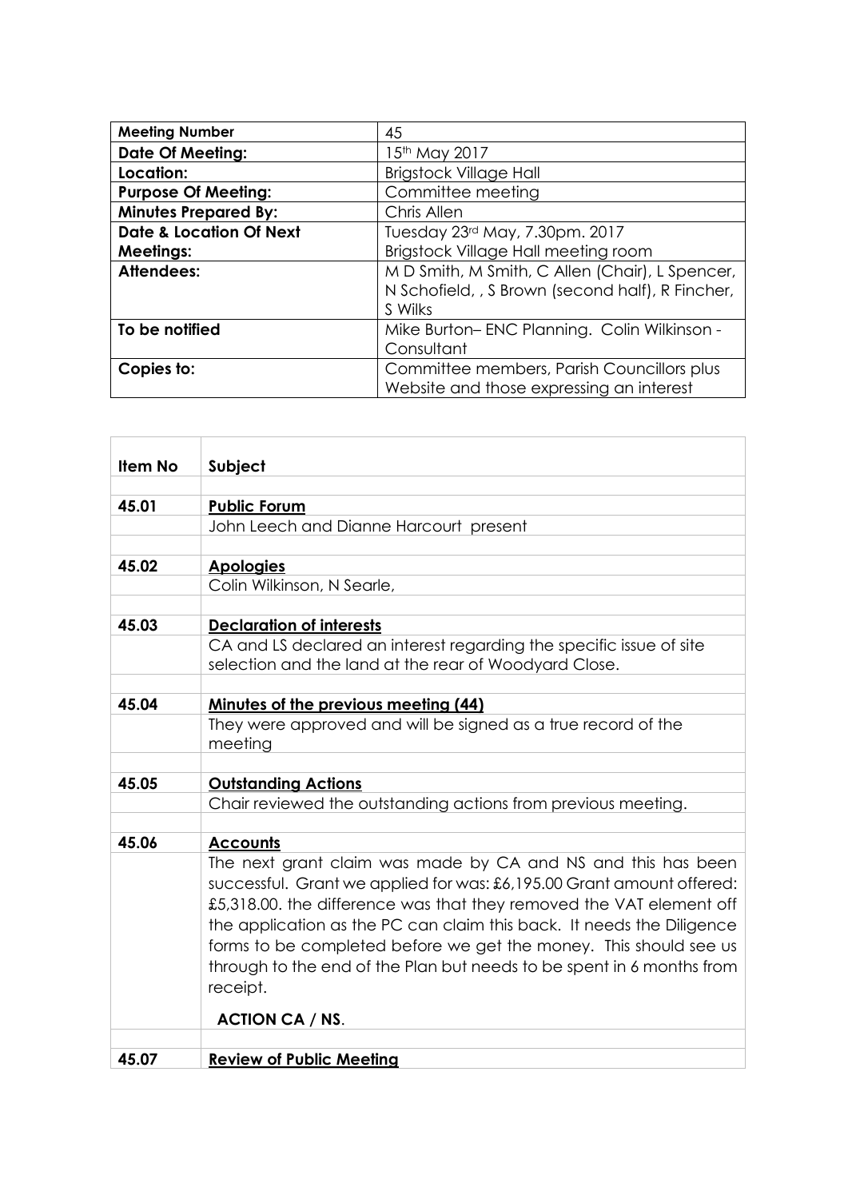| Meeting Number | 45 |
|---|---|
| **Date Of Meeting:** | 15th May 2017 |
| **Location:** | Brigstock Village Hall |
| **Purpose Of Meeting:** | Committee meeting |
| **Minutes Prepared By:** | Chris Allen |
| **Date & Location Of Next Meetings:** | Tuesday 23rd May, 7.30pm. 2017<br>Brigstock Village Hall meeting room |
| **Attendees:** | M D Smith, M Smith, C Allen (Chair), L Spencer, N Schofield, , S Brown (second half), R Fincher, S Wilks |
| **To be notified** | Mike Burton– ENC Planning. Colin Wilkinson - Consultant |
| **Copies to:** | Committee members, Parish Councillors plus Website and those expressing an interest |

| Item No | Subject |
|---|---|
| | |
| 45.01 | **Public Forum** |
| | John Leech and Dianne Harcourt present |
| | |
| 45.02 | **Apologies** |
| | Colin Wilkinson, N Searle, |
| | |
| 45.03 | **Declaration of interests** |
| | CA and LS declared an interest regarding the specific issue of site selection and the land at the rear of Woodyard Close. |
| | |
| 45.04 | **Minutes of the previous meeting (44)** |
| | They were approved and will be signed as a true record of the meeting |
| | |
| 45.05 | **Outstanding Actions** |
| | Chair reviewed the outstanding actions from previous meeting. |
| | |
| 45.06 | **Accounts** |
| | The next grant claim was made by CA and NS and this has been successful. Grant we applied for was: £6,195.00 Grant amount offered: £5,318.00. the difference was that they removed the VAT element off the application as the PC can claim this back. It needs the Diligence forms to be completed before we get the money. This should see us through to the end of the Plan but needs to be spent in 6 months from receipt.<br><br>**ACTION CA / NS**. |
| | |
| 45.07 | **Review of Public Meeting** |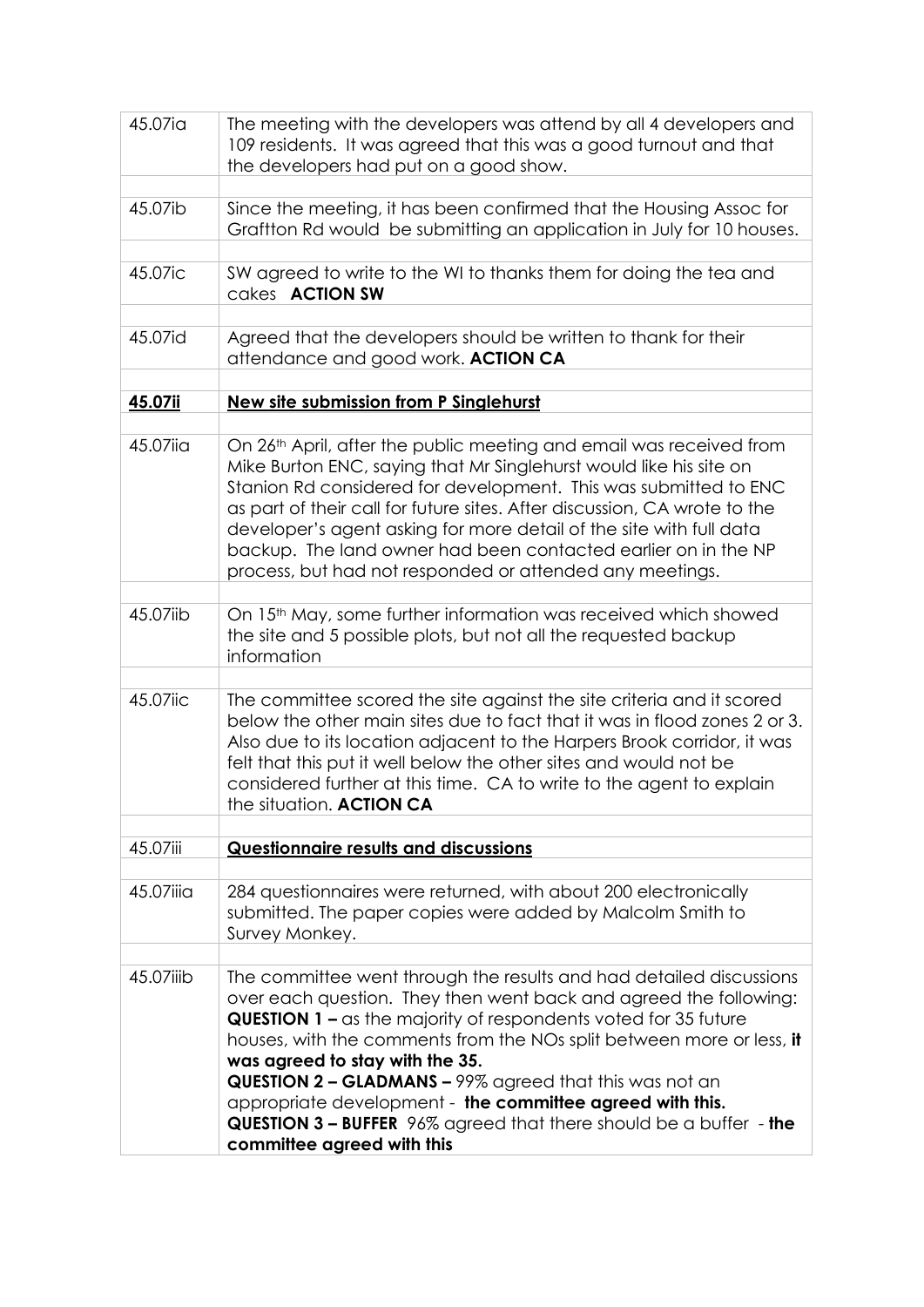| | |
|---|---|
| 45.07ia | The meeting with the developers was attend by all 4 developers and 109 residents. It was agreed that this was a good turnout and that the developers had put on a good show. |
| | |
| 45.07ib | Since the meeting, it has been confirmed that the Housing Assoc for Graftton Rd would be submitting an application in July for 10 houses. |
| | |
| 45.07ic | SW agreed to write to the WI to thanks them for doing the tea and cakes **ACTION SW** |
| | |
| 45.07id | Agreed that the developers should be written to thank for their attendance and good work. **ACTION CA** |
| | |
| **45.07ii** | **New site submission from P Singlehurst** |
| | |
| 45.07iia | On 26th April, after the public meeting and email was received from Mike Burton ENC, saying that Mr Singlehurst would like his site on Stanion Rd considered for development. This was submitted to ENC as part of their call for future sites. After discussion, CA wrote to the developer's agent asking for more detail of the site with full data backup. The land owner had been contacted earlier on in the NP process, but had not responded or attended any meetings. |
| | |
| 45.07iib | On 15th May, some further information was received which showed the site and 5 possible plots, but not all the requested backup information |
| | |
| 45.07iic | The committee scored the site against the site criteria and it scored below the other main sites due to fact that it was in flood zones 2 or 3. Also due to its location adjacent to the Harpers Brook corridor, it was felt that this put it well below the other sites and would not be considered further at this time. CA to write to the agent to explain the situation. **ACTION CA** |
| | |
| 45.07iii | **Questionnaire results and discussions** |
| | |
| 45.07iiia | 284 questionnaires were returned, with about 200 electronically submitted. The paper copies were added by Malcolm Smith to Survey Monkey. |
| | |
| 45.07iiib | The committee went through the results and had detailed discussions over each question. They then went back and agreed the following: **QUESTION 1 –** as the majority of respondents voted for 35 future houses, with the comments from the NOs split between more or less, **it was agreed to stay with the 35.** **QUESTION 2 – GLADMANS –** 99% agreed that this was not an appropriate development - **the committee agreed with this.** **QUESTION 3 – BUFFER** 96% agreed that there should be a buffer - **the committee agreed with this** |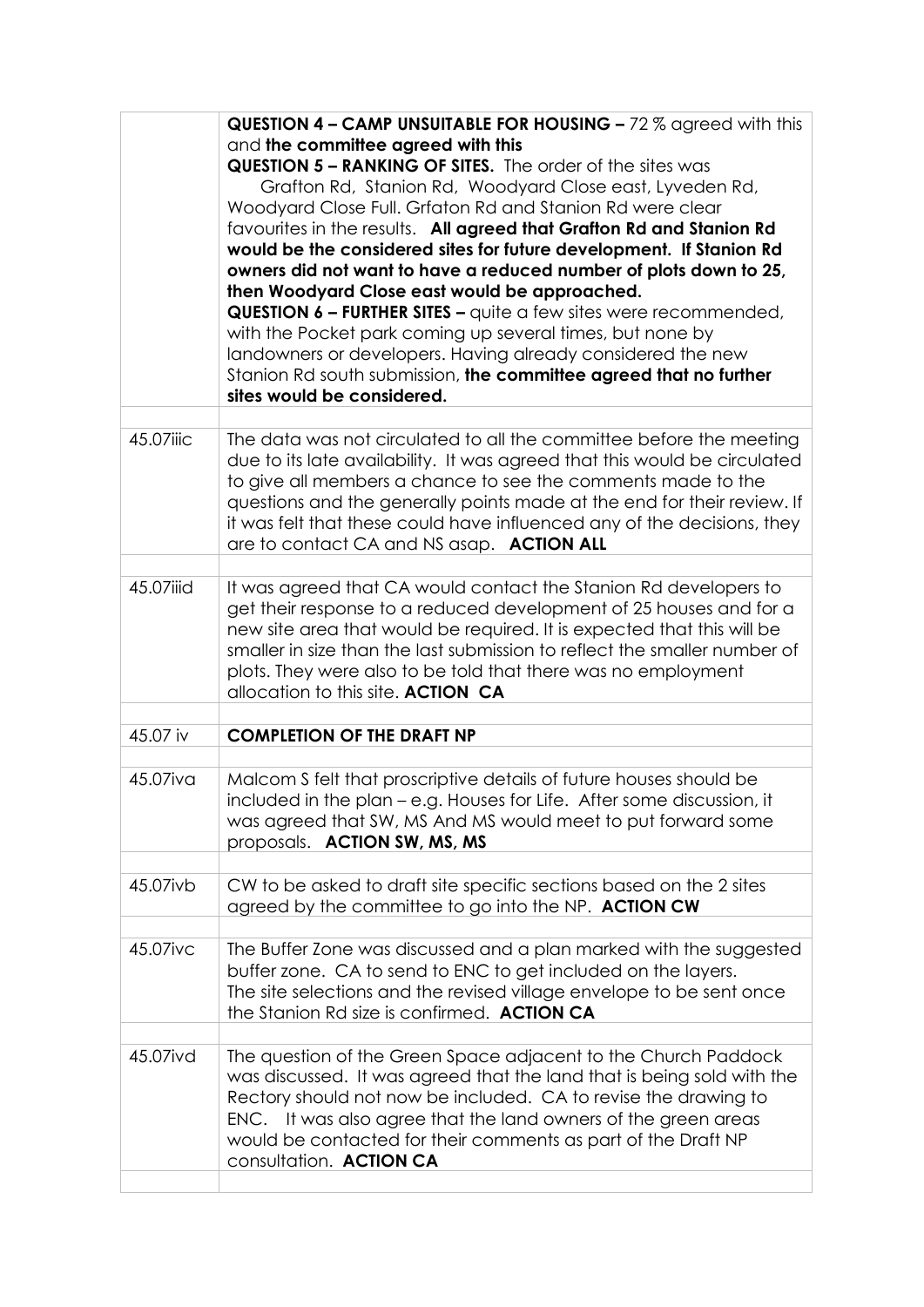| | |
|---|---|
| | **QUESTION 4 – CAMP UNSUITABLE FOR HOUSING –** 72 % agreed with this and **the committee agreed with this**<br>**QUESTION 5 – RANKING OF SITES.** The order of the sites was Grafton Rd, Stanion Rd, Woodyard Close east, Lyveden Rd, Woodyard Close Full. Grfaton Rd and Stanion Rd were clear favourites in the results. **All agreed that Grafton Rd and Stanion Rd would be the considered sites for future development. If Stanion Rd owners did not want to have a reduced number of plots down to 25, then Woodyard Close east would be approached.**<br>**QUESTION 6 – FURTHER SITES –** quite a few sites were recommended, with the Pocket park coming up several times, but none by landowners or developers. Having already considered the new Stanion Rd south submission, **the committee agreed that no further sites would be considered.** |
| | |
| 45.07iiic | The data was not circulated to all the committee before the meeting due to its late availability. It was agreed that this would be circulated to give all members a chance to see the comments made to the questions and the generally points made at the end for their review. If it was felt that these could have influenced any of the decisions, they are to contact CA and NS asap. **ACTION ALL** |
| | |
| 45.07iiid | It was agreed that CA would contact the Stanion Rd developers to get their response to a reduced development of 25 houses and for a new site area that would be required. It is expected that this will be smaller in size than the last submission to reflect the smaller number of plots. They were also to be told that there was no employment allocation to this site. **ACTION CA** |
| | |
| 45.07 iv | **COMPLETION OF THE DRAFT NP** |
| | |
| 45.07iva | Malcom S felt that proscriptive details of future houses should be included in the plan – e.g. Houses for Life. After some discussion, it was agreed that SW, MS And MS would meet to put forward some proposals. **ACTION SW, MS, MS** |
| | |
| 45.07ivb | CW to be asked to draft site specific sections based on the 2 sites agreed by the committee to go into the NP. **ACTION CW** |
| | |
| 45.07ivc | The Buffer Zone was discussed and a plan marked with the suggested buffer zone. CA to send to ENC to get included on the layers.<br>The site selections and the revised village envelope to be sent once the Stanion Rd size is confirmed. **ACTION CA** |
| | |
| 45.07ivd | The question of the Green Space adjacent to the Church Paddock was discussed. It was agreed that the land that is being sold with the Rectory should not now be included. CA to revise the drawing to ENC. It was also agree that the land owners of the green areas would be contacted for their comments as part of the Draft NP consultation. **ACTION CA** |
| | |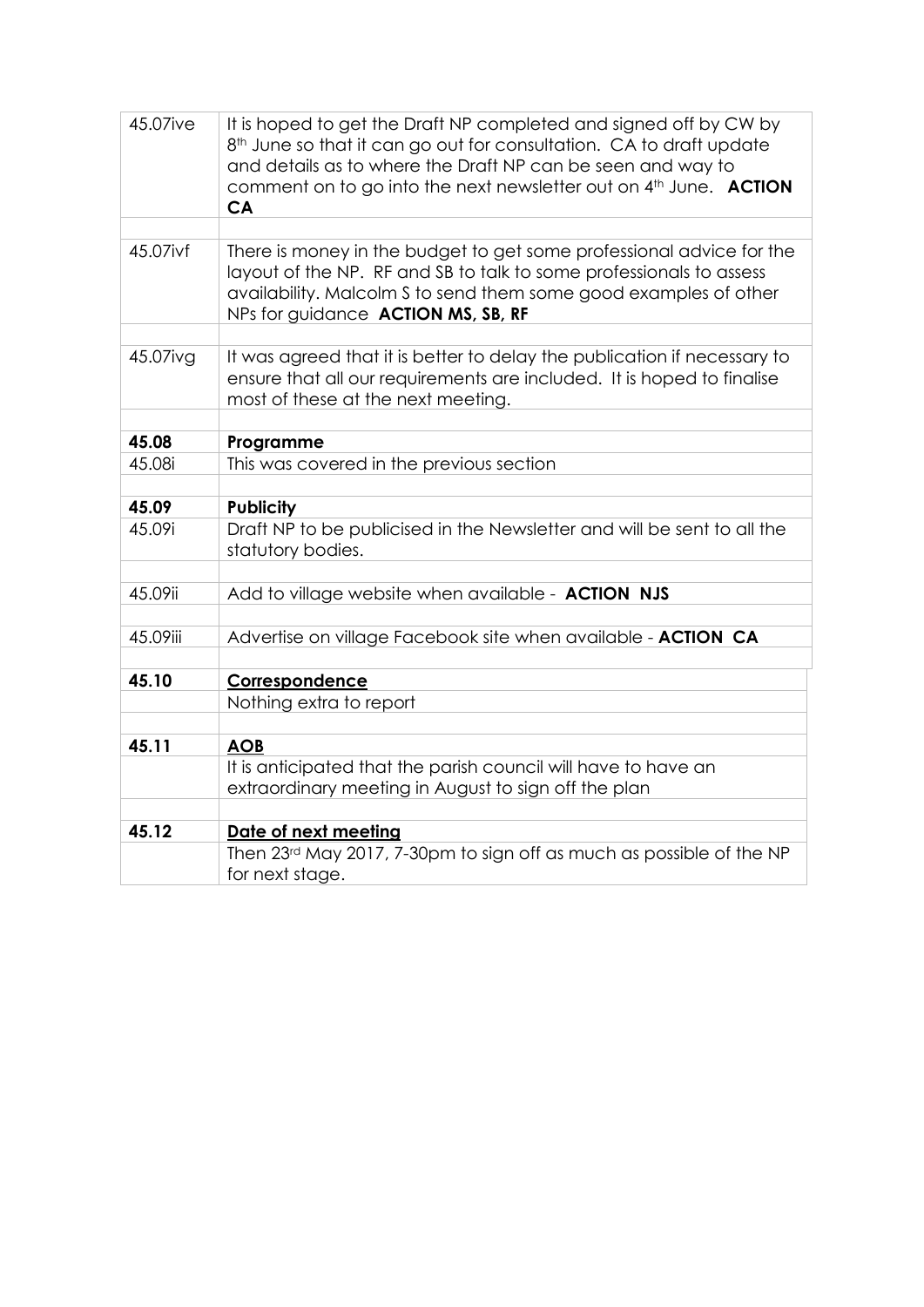| | |
|---|---|
| 45.07ive | It is hoped to get the Draft NP completed and signed off by CW by 8th June so that it can go out for consultation. CA to draft update and details as to where the Draft NP can be seen and way to comment on to go into the next newsletter out on 4th June. **ACTION CA** |
| | |
| 45.07ivf | There is money in the budget to get some professional advice for the layout of the NP. RF and SB to talk to some professionals to assess availability. Malcolm S to send them some good examples of other NPs for guidance **ACTION MS, SB, RF** |
| | |
| 45.07ivg | It was agreed that it is better to delay the publication if necessary to ensure that all our requirements are included. It is hoped to finalise most of these at the next meeting. |
| | |
| **45.08** | **Programme** |
| 45.08i | This was covered in the previous section |
| | |
| **45.09** | **Publicity** |
| 45.09i | Draft NP to be publicised in the Newsletter and will be sent to all the statutory bodies. |
| | |
| 45.09ii | Add to village website when available - **ACTION NJS** |
| | |
| 45.09iii | Advertise on village Facebook site when available - **ACTION CA** |
| | |
| **45.10** | **Correspondence** |
| | Nothing extra to report |
| | |
| **45.11** | **AOB** |
| | It is anticipated that the parish council will have to have an extraordinary meeting in August to sign off the plan |
| | |
| **45.12** | **Date of next meeting** |
| | Then 23rd May 2017, 7-30pm to sign off as much as possible of the NP for next stage. |